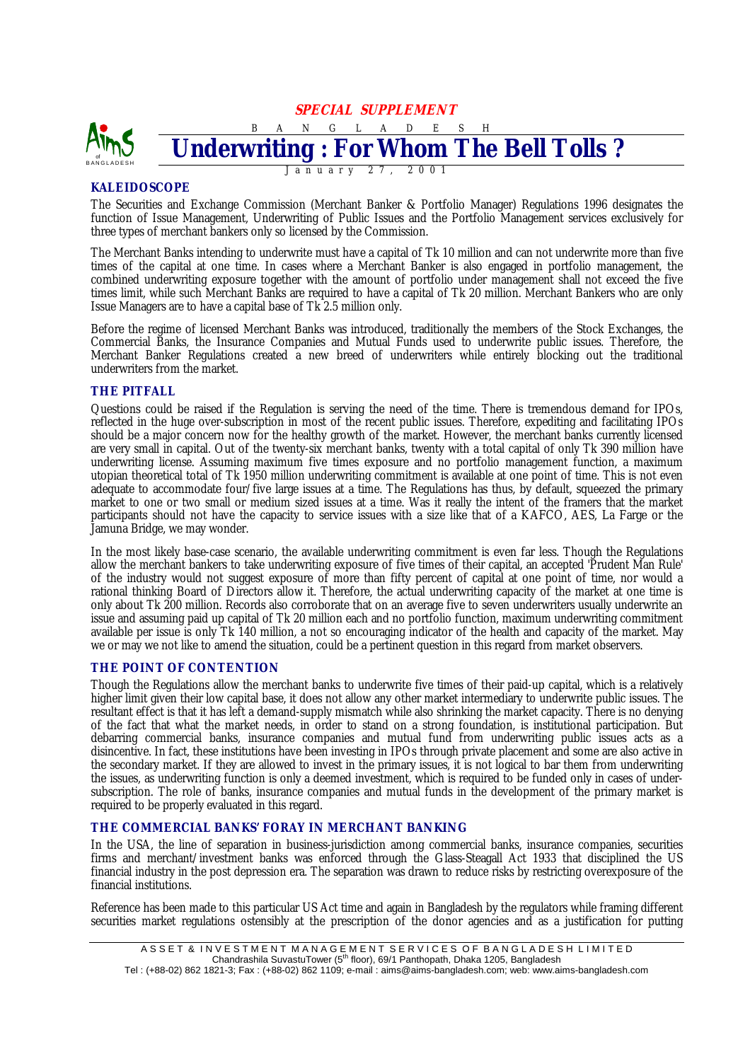**SPECIAL SUPPLEMENT**

B A N G L A D E S H

# Underwriting : For Whom The Bell Tolls ?

January 27, 2001

## KALEIDOSCOPE

The Securities and Exchange Commission (Merchant Banker & Portfolio Manager) Regulations 1996 designates the function of Issue Management, Underwriting of Public Issues and the Portfolio Management services exclusively for three types of merchant bankers only so licensed by the Commission.

The Merchant Banks intending to underwrite must have a capital of Tk 10 million and can not underwrite more than five times of the capital at one time. In cases where a Merchant Banker is also engaged in portfolio management, the combined underwriting exposure together with the amount of portfolio under management shall not exceed the five times limit, while such Merchant Banks are required to have a capital of Tk 20 million. Merchant Bankers who are only Issue Managers are to have a capital base of Tk 2.5 million only.

Before the regime of licensed Merchant Banks was introduced, traditionally the members of the Stock Exchanges, the Commercial Banks, the Insurance Companies and Mutual Funds used to underwrite public issues. Therefore, the Merchant Banker Regulations created a new breed of underwriters while entirely blocking out the traditional underwriters from the market.

## THE PITFALL

Questions could be raised if the Regulation is serving the need of the time. There is tremendous demand for IPOs, reflected in the huge over-subscription in most of the recent public issues. Therefore, expediting and facilitating IPOs should be a major concern now for the healthy growth of the market. However, the merchant banks currently licensed are very small in capital. Out of the twenty-six merchant banks, twenty with a total capital of only Tk 390 million have underwriting license. Assuming maximum five times exposure and no portfolio management function, a maximum utopian theoretical total of Tk 1950 million underwriting commitment is available at one point of time. This is not even adequate to accommodate four/five large issues at a time. The Regulations has thus, by default, squeezed the primary market to one or two small or medium sized issues at a time. Was it really the intent of the framers that the market participants should not have the capacity to service issues with a size like that of a KAFCO, AES, La Farge or the Jamuna Bridge, we may wonder.

In the most likely base-case scenario, the available underwriting commitment is even far less. Though the Regulations allow the merchant bankers to take underwriting exposure of five times of their capital, an accepted 'Prudent Man Rule' of the industry would not suggest exposure of more than fifty percent of capital at one point of time, nor would a rational thinking Board of Directors allow it. Therefore, the actual underwriting capacity of the market at one time is only about Tk 200 million. Records also corroborate that on an average five to seven underwriters usually underwrite an issue and assuming paid up capital of Tk 20 million each and no portfolio function, maximum underwriting commitment available per issue is only Tk 140 million, a not so encouraging indicator of the health and capacity of the market. May we or may we not like to amend the situation, could be a pertinent question in this regard from market observers.

## THE POINT OF CONTENTION

Though the Regulations allow the merchant banks to underwrite five times of their paid-up capital, which is a relatively higher limit given their low capital base, it does not allow any other market intermediary to underwrite public issues. The resultant effect is that it has left a demand-supply mismatch while also shrinking the market capacity. There is no denying of the fact that what the market needs, in order to stand on a strong foundation, is institutional participation. But debarring commercial banks, insurance companies and mutual fund from underwriting public issues acts as a disincentive. In fact, these institutions have been investing in IPOs through private placement and some are also active in the secondary market. If they are allowed to invest in the primary issues, it is not logical to bar them from underwriting the issues, as underwriting function is only a deemed investment, which is required to be funded only in cases of under-subscription. The role of banks, insurance companies and mutual funds in the development of the primary market is required to be properly evaluated in this regard.

## THE COMMERCIAL BANKS' FORAY IN MERCHANT BANKING

In the USA, the line of separation in business-jurisdiction among commercial banks, insurance companies, securities firms and merchant/investment banks was enforced through the Glass-Steagall Act 1933 that disciplined the US financial industry in the post depression era. The separation was drawn to reduce risks by restricting overexposure of the financial institutions.

Reference has been made to this particular US Act time and again in Bangladesh by the regulators while framing different securities market regulations ostensibly at the prescription of the donor agencies and as a justification for putting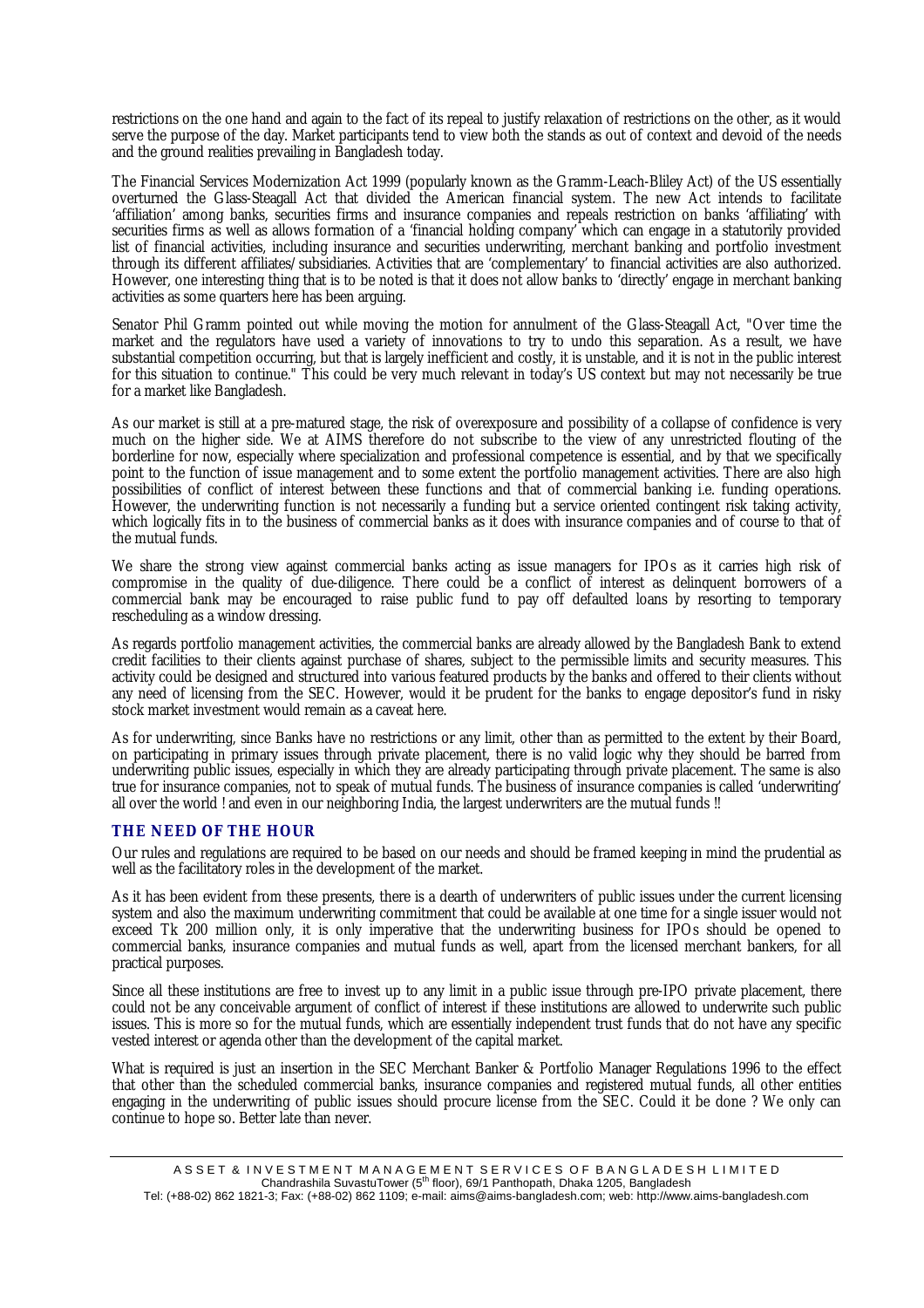restrictions on the one hand and again to the fact of its repeal to justify relaxation of restrictions on the other, as it would serve the purpose of the day. Market participants tend to view both the stands as out of context and devoid of the needs and the ground realities prevailing in Bangladesh today.

The Financial Services Modernization Act 1999 (popularly known as the Gramm-Leach-Bliley Act) of the US essentially overturned the Glass-Steagall Act that divided the American financial system. The new Act intends to facilitate 'affiliation' among banks, securities firms and insurance companies and repeals restriction on banks 'affiliating' with securities firms as well as allows formation of a 'financial holding company' which can engage in a statutorily provided list of financial activities, including insurance and securities underwriting, merchant banking and portfolio investment through its different affiliates/subsidiaries. Activities that are 'complementary' to financial activities are also authorized. However, one interesting thing that is to be noted is that it does not allow banks to 'directly' engage in merchant banking activities as some quarters here has been arguing.

Senator Phil Gramm pointed out while moving the motion for annulment of the Glass-Steagall Act, "Over time the market and the regulators have used a variety of innovations to try to undo this separation. As a result, we have substantial competition occurring, but that is largely inefficient and costly, it is unstable, and it is not in the public interest for this situation to continue." This could be very much relevant in today's US context but may not necessarily be true for a market like Bangladesh.

As our market is still at a pre-matured stage, the risk of overexposure and possibility of a collapse of confidence is very much on the higher side. We at AIMS therefore do not subscribe to the view of any unrestricted flouting of the borderline for now, especially where specialization and professional competence is essential, and by that we specifically point to the function of issue management and to some extent the portfolio management activities. There are also high possibilities of conflict of interest between these functions and that of commercial banking i.e. funding operations. However, the underwriting function is not necessarily a funding but a service oriented contingent risk taking activity, which logically fits in to the business of commercial banks as it does with insurance companies and of course to that of the mutual funds.

We share the strong view against commercial banks acting as issue managers for IPOs as it carries high risk of compromise in the quality of due-diligence. There could be a conflict of interest as delinquent borrowers of a commercial bank may be encouraged to raise public fund to pay off defaulted loans by resorting to temporary rescheduling as a window dressing.

As regards portfolio management activities, the commercial banks are already allowed by the Bangladesh Bank to extend credit facilities to their clients against purchase of shares, subject to the permissible limits and security measures. This activity could be designed and structured into various featured products by the banks and offered to their clients without any need of licensing from the SEC. However, would it be prudent for the banks to engage depositor's fund in risky stock market investment would remain as a caveat here.

As for underwriting, since Banks have no restrictions or any limit, other than as permitted to the extent by their Board, on participating in primary issues through private placement, there is no valid logic why they should be barred from underwriting public issues, especially in which they are already participating through private placement. The same is also true for insurance companies, not to speak of mutual funds. The business of insurance companies is called 'underwriting' all over the world ! and even in our neighboring India, the largest underwriters are the mutual funds !!

## THE NEED OF THE HOUR

Our rules and regulations are required to be based on our needs and should be framed keeping in mind the prudential as well as the facilitatory roles in the development of the market.

As it has been evident from these presents, there is a dearth of underwriters of public issues under the current licensing system and also the maximum underwriting commitment that could be available at one time for a single issuer would not exceed Tk 200 million only, it is only imperative that the underwriting business for IPOs should be opened to commercial banks, insurance companies and mutual funds as well, apart from the licensed merchant bankers, for all practical purposes.

Since all these institutions are free to invest up to any limit in a public issue through pre-IPO private placement, there could not be any conceivable argument of conflict of interest if these institutions are allowed to underwrite such public issues. This is more so for the mutual funds, which are essentially independent trust funds that do not have any specific vested interest or agenda other than the development of the capital market.

What is required is just an insertion in the SEC Merchant Banker & Portfolio Manager Regulations 1996 to the effect that other than the scheduled commercial banks, insurance companies and registered mutual funds, all other entities engaging in the underwriting of public issues should procure license from the SEC. Could it be done ? We only can continue to hope so. Better late than never.